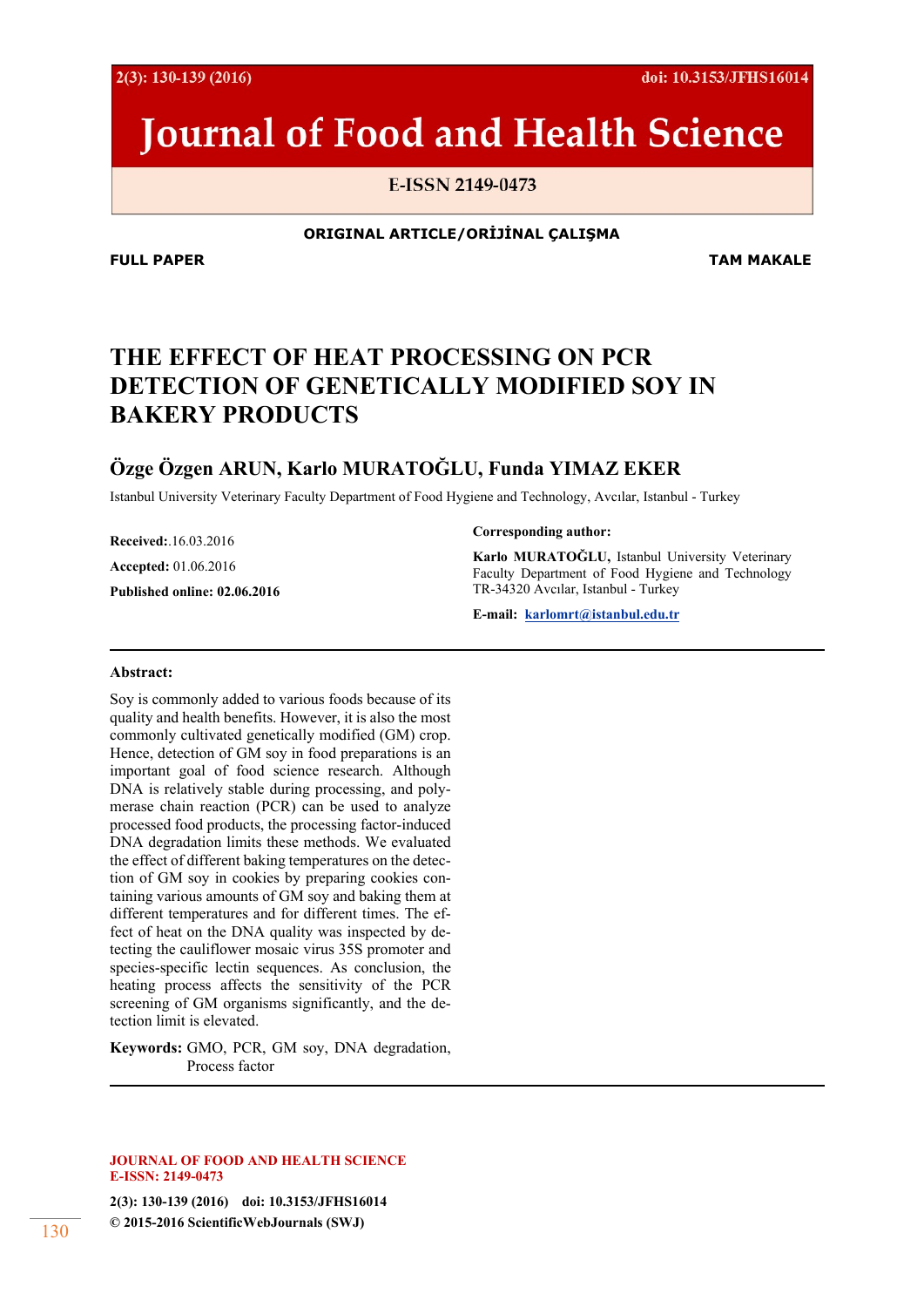# Journal of Food and Health Science

E-ISSN 2149-0473

**ORIGINAL ARTICLE/ORİJİNAL ÇALIŞMA**

**FULL PAPER** **TAM MAKALE**

# THE EFFECT OF HEAT PROCESSING ON PCR DETECTION OF GENETICALLY MODIFIED SOY IN BAKERY PRODUCTS

## Özge Özgen ARUN, Karlo MURATOĞLU, Funda YIMAZ EKER

Istanbul University Veterinary Faculty Department of Food Hygiene and Technology, Avcılar, Istanbul - Turkey

**Received:**.16.03.2016

**Accepted:** 01.06.2016

**Published online: 02.06.2016**

**Corresponding author:**

**Karlo MURATOĞLU,** Istanbul University Veterinary Faculty Department of Food Hygiene and Technology TR-34320 Avcılar, Istanbul - Turkey

**E-mail:** karlomrt@istanbul.edu.tr

**Abstract:**

Soy is commonly added to various foods because of its quality and health benefits. However, it is also the most commonly cultivated genetically modified (GM) crop. Hence, detection of GM soy in food preparations is an important goal of food science research. Although DNA is relatively stable during processing, and polymerase chain reaction (PCR) can be used to analyze processed food products, the processing factor-induced DNA degradation limits these methods. We evaluated the effect of different baking temperatures on the detection of GM soy in cookies by preparing cookies containing various amounts of GM soy and baking them at different temperatures and for different times. The effect of heat on the DNA quality was inspected by detecting the cauliflower mosaic virus 35S promoter and species-specific lectin sequences. As conclusion, the heating process affects the sensitivity of the PCR screening of GM organisms significantly, and the detection limit is elevated.

**Keywords:** GMO, PCR, GM soy, DNA degradation, Process factor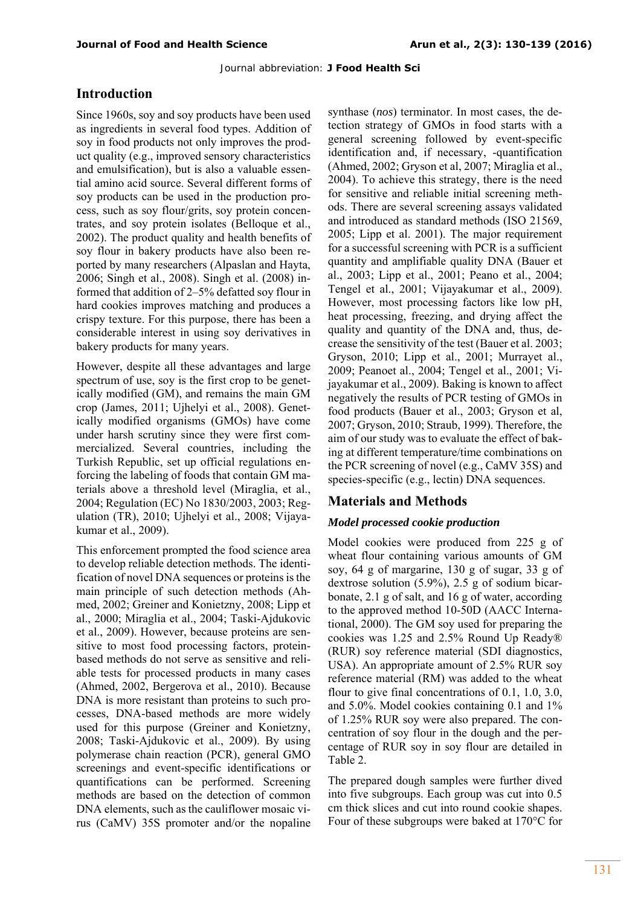## Introduction

Since 1960s, soy and soy products have been used as ingredients in several food types. Addition of soy in food products not only improves the product quality (e.g., improved sensory characteristics and emulsification), but is also a valuable essential amino acid source. Several different forms of soy products can be used in the production process, such as soy flour/grits, soy protein concentrates, and soy protein isolates (Belloque et al., 2002). The product quality and health benefits of soy flour in bakery products have also been reported by many researchers (Alpaslan and Hayta, 2006; Singh et al., 2008). Singh et al. (2008) informed that addition of 2–5% defatted soy flour in hard cookies improves matching and produces a crispy texture. For this purpose, there has been a considerable interest in using soy derivatives in bakery products for many years.

However, despite all these advantages and large spectrum of use, soy is the first crop to be genetically modified (GM), and remains the main GM crop (James, 2011; Ujhelyi et al., 2008). Genetically modified organisms (GMOs) have come under harsh scrutiny since they were first commercialized. Several countries, including the Turkish Republic, set up official regulations enforcing the labeling of foods that contain GM materials above a threshold level (Miraglia, et al., 2004; Regulation (EC) No 1830/2003, 2003; Regulation (TR), 2010; Ujhelyi et al., 2008; Vijayakumar et al., 2009).

This enforcement prompted the food science area to develop reliable detection methods. The identification of novel DNA sequences or proteins is the main principle of such detection methods (Ahmed, 2002; Greiner and Konietzny, 2008; Lipp et al., 2000; Miraglia et al., 2004; Taski-Ajdukovic et al., 2009). However, because proteins are sensitive to most food processing factors, protein-based methods do not serve as sensitive and reliable tests for processed products in many cases (Ahmed, 2002, Bergerova et al., 2010). Because DNA is more resistant than proteins to such processes, DNA-based methods are more widely used for this purpose (Greiner and Konietzny, 2008; Taski-Ajdukovic et al., 2009). By using polymerase chain reaction (PCR), general GMO screenings and event-specific identifications or quantifications can be performed. Screening methods are based on the detection of common DNA elements, such as the cauliflower mosaic virus (CaMV) 35S promoter and/or the nopaline synthase (*nos*) terminator. In most cases, the detection strategy of GMOs in food starts with a general screening followed by event-specific identification and, if necessary, -quantification (Ahmed, 2002; Gryson et al, 2007; Miraglia et al., 2004). To achieve this strategy, there is the need for sensitive and reliable initial screening methods. There are several screening assays validated and introduced as standard methods (ISO 21569, 2005; Lipp et al. 2001). The major requirement for a successful screening with PCR is a sufficient quantity and amplifiable quality DNA (Bauer et al., 2003; Lipp et al., 2001; Peano et al., 2004; Tengel et al., 2001; Vijayakumar et al., 2009). However, most processing factors like low pH, heat processing, freezing, and drying affect the quality and quantity of the DNA and, thus, decrease the sensitivity of the test (Bauer et al. 2003; Gryson, 2010; Lipp et al., 2001; Murrayet al., 2009; Peanoet al., 2004; Tengel et al., 2001; Vijayakumar et al., 2009). Baking is known to affect negatively the results of PCR testing of GMOs in food products (Bauer et al., 2003; Gryson et al, 2007; Gryson, 2010; Straub, 1999). Therefore, the aim of our study was to evaluate the effect of baking at different temperature/time combinations on the PCR screening of novel (e.g., CaMV 35S) and species-specific (e.g., lectin) DNA sequences.

## Materials and Methods

### *Model processed cookie production*

Model cookies were produced from 225 g of wheat flour containing various amounts of GM soy, 64 g of margarine, 130 g of sugar, 33 g of dextrose solution (5.9%), 2.5 g of sodium bicarbonate, 2.1 g of salt, and 16 g of water, according to the approved method 10-50D (AACC International, 2000). The GM soy used for preparing the cookies was 1.25 and 2.5% Round Up Ready® (RUR) soy reference material (SDI diagnostics, USA). An appropriate amount of 2.5% RUR soy reference material (RM) was added to the wheat flour to give final concentrations of 0.1, 1.0, 3.0, and 5.0%. Model cookies containing 0.1 and 1% of 1.25% RUR soy were also prepared. The concentration of soy flour in the dough and the percentage of RUR soy in soy flour are detailed in Table 2.

The prepared dough samples were further dived into five subgroups. Each group was cut into 0.5 cm thick slices and cut into round cookie shapes. Four of these subgroups were baked at 170°C for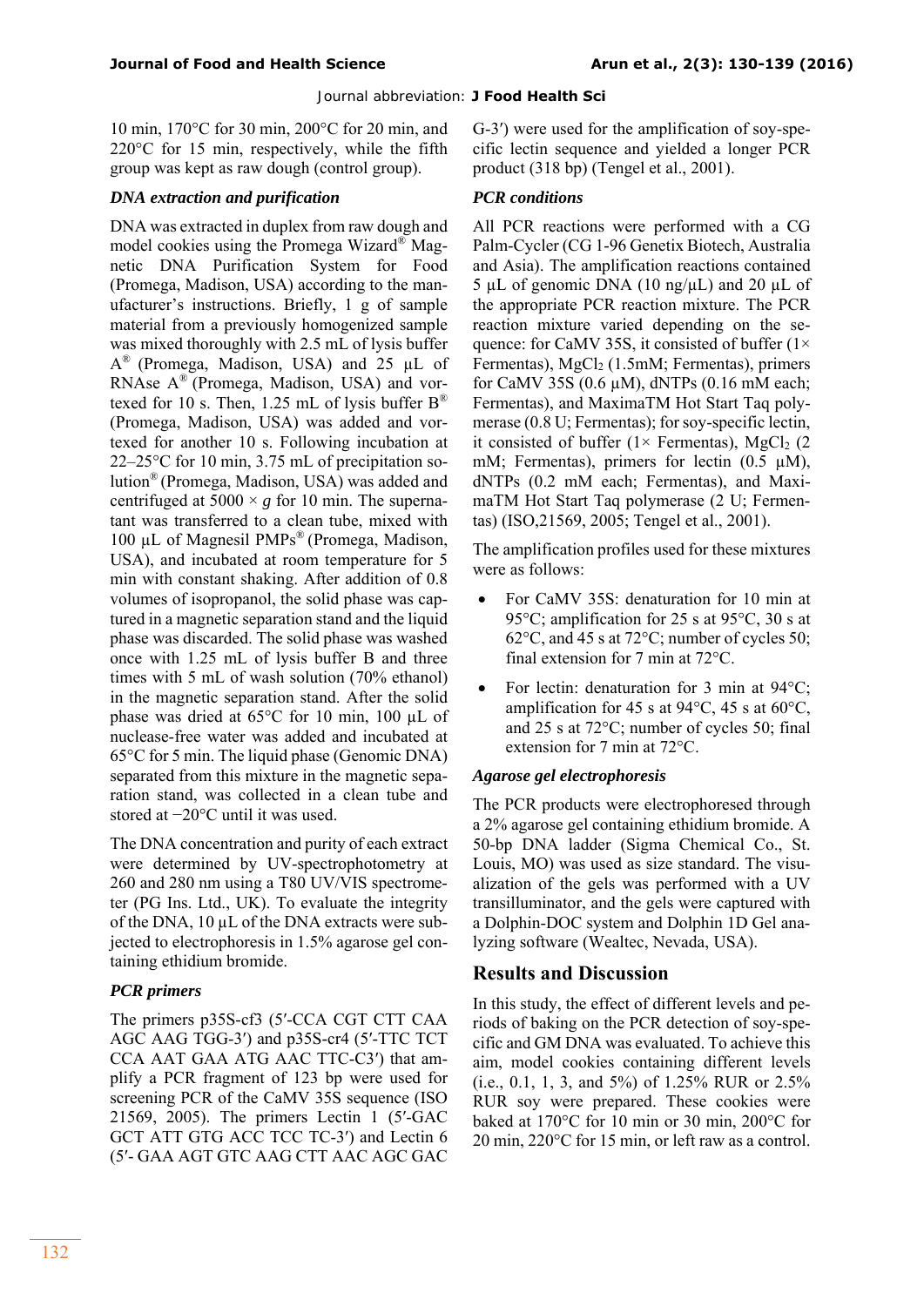10 min, 170°C for 30 min, 200°C for 20 min, and 220°C for 15 min, respectively, while the fifth group was kept as raw dough (control group).

### *DNA extraction and purification*

DNA was extracted in duplex from raw dough and model cookies using the Promega Wizard® Magnetic DNA Purification System for Food (Promega, Madison, USA) according to the manufacturer's instructions. Briefly, 1 g of sample material from a previously homogenized sample was mixed thoroughly with 2.5 mL of lysis buffer A® (Promega, Madison, USA) and 25 µL of RNAse A® (Promega, Madison, USA) and vortexed for 10 s. Then, 1.25 mL of lysis buffer B® (Promega, Madison, USA) was added and vortexed for another 10 s. Following incubation at 22–25°C for 10 min, 3.75 mL of precipitation solution® (Promega, Madison, USA) was added and centrifuged at 5000 × *g* for 10 min. The supernatant was transferred to a clean tube, mixed with 100 µL of Magnesil PMPs® (Promega, Madison, USA), and incubated at room temperature for 5 min with constant shaking. After addition of 0.8 volumes of isopropanol, the solid phase was captured in a magnetic separation stand and the liquid phase was discarded. The solid phase was washed once with 1.25 mL of lysis buffer B and three times with 5 mL of wash solution (70% ethanol) in the magnetic separation stand. After the solid phase was dried at 65°C for 10 min, 100 µL of nuclease-free water was added and incubated at 65°C for 5 min. The liquid phase (Genomic DNA) separated from this mixture in the magnetic separation stand, was collected in a clean tube and stored at −20°C until it was used.

The DNA concentration and purity of each extract were determined by UV-spectrophotometry at 260 and 280 nm using a T80 UV/VIS spectrometer (PG Ins. Ltd., UK). To evaluate the integrity of the DNA, 10 µL of the DNA extracts were subjected to electrophoresis in 1.5% agarose gel containing ethidium bromide.

### *PCR primers*

The primers p35S-cf3 (5′-CCA CGT CTT CAA AGC AAG TGG-3′) and p35S-cr4 (5′-TTC TCT CCA AAT GAA ATG AAC TTC-C3′) that amplify a PCR fragment of 123 bp were used for screening PCR of the CaMV 35S sequence (ISO 21569, 2005). The primers Lectin 1 (5′-GAC GCT ATT GTG ACC TCC TC-3′) and Lectin 6 (5′- GAA AGT GTC AAG CTT AAC AGC GAC G-3′) were used for the amplification of soy-specific lectin sequence and yielded a longer PCR product (318 bp) (Tengel et al., 2001).

### *PCR conditions*

All PCR reactions were performed with a CG Palm-Cycler (CG 1-96 Genetix Biotech, Australia and Asia). The amplification reactions contained 5 µL of genomic DNA (10 ng/µL) and 20 µL of the appropriate PCR reaction mixture. The PCR reaction mixture varied depending on the sequence: for CaMV 35S, it consisted of buffer (1× Fermentas), $MgCl_2$ (1.5mM; Fermentas), primers for CaMV 35S (0.6 µM), dNTPs (0.16 mM each; Fermentas), and MaximaTM Hot Start Taq polymerase (0.8 U; Fermentas); for soy-specific lectin, it consisted of buffer (1× Fermentas), $MgCl_2$ (2 mM; Fermentas), primers for lectin (0.5 µM), dNTPs (0.2 mM each; Fermentas), and MaximaTM Hot Start Taq polymerase (2 U; Fermentas) (ISO,21569, 2005; Tengel et al., 2001).

The amplification profiles used for these mixtures were as follows:

- For CaMV 35S: denaturation for 10 min at 95°C; amplification for 25 s at 95°C, 30 s at 62°C, and 45 s at 72°C; number of cycles 50; final extension for 7 min at 72°C.
- For lectin: denaturation for 3 min at 94°C; amplification for 45 s at 94°C, 45 s at 60°C, and 25 s at 72°C; number of cycles 50; final extension for 7 min at 72°C.

### *Agarose gel electrophoresis*

The PCR products were electrophoresed through a 2% agarose gel containing ethidium bromide. A 50-bp DNA ladder (Sigma Chemical Co., St. Louis, MO) was used as size standard. The visualization of the gels was performed with a UV transilluminator, and the gels were captured with a Dolphin-DOC system and Dolphin 1D Gel analyzing software (Wealtec, Nevada, USA).

## Results and Discussion

In this study, the effect of different levels and periods of baking on the PCR detection of soy-specific and GM DNA was evaluated. To achieve this aim, model cookies containing different levels (i.e., 0.1, 1, 3, and 5%) of 1.25% RUR or 2.5% RUR soy were prepared. These cookies were baked at 170°C for 10 min or 30 min, 200°C for 20 min, 220°C for 15 min, or left raw as a control.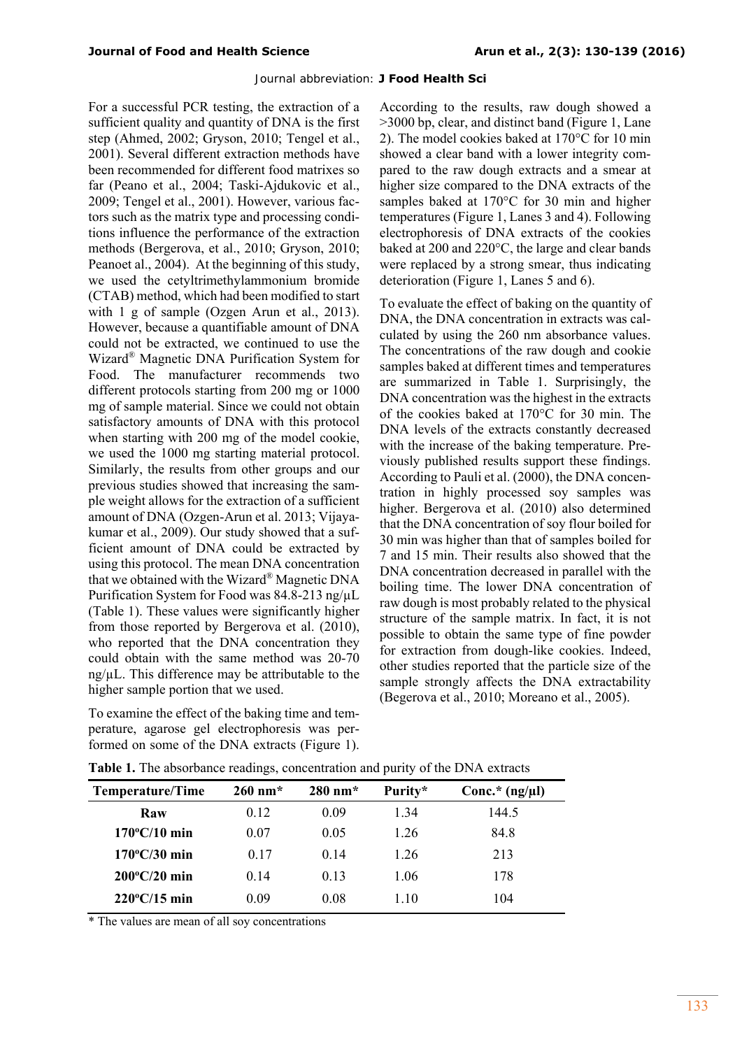For a successful PCR testing, the extraction of a sufficient quality and quantity of DNA is the first step (Ahmed, 2002; Gryson, 2010; Tengel et al., 2001). Several different extraction methods have been recommended for different food matrixes so far (Peano et al., 2004; Taski-Ajdukovic et al., 2009; Tengel et al., 2001). However, various factors such as the matrix type and processing conditions influence the performance of the extraction methods (Bergerova, et al., 2010; Gryson, 2010; Peanoet al., 2004). At the beginning of this study, we used the cetyltrimethylammonium bromide (CTAB) method, which had been modified to start with 1 g of sample (Ozgen Arun et al., 2013). However, because a quantifiable amount of DNA could not be extracted, we continued to use the Wizard® Magnetic DNA Purification System for Food. The manufacturer recommends two different protocols starting from 200 mg or 1000 mg of sample material. Since we could not obtain satisfactory amounts of DNA with this protocol when starting with 200 mg of the model cookie, we used the 1000 mg starting material protocol. Similarly, the results from other groups and our previous studies showed that increasing the sample weight allows for the extraction of a sufficient amount of DNA (Ozgen-Arun et al. 2013; Vijayakumar et al., 2009). Our study showed that a sufficient amount of DNA could be extracted by using this protocol. The mean DNA concentration that we obtained with the Wizard® Magnetic DNA Purification System for Food was 84.8-213 ng/μL (Table 1). These values were significantly higher from those reported by Bergerova et al. (2010), who reported that the DNA concentration they could obtain with the same method was 20-70 ng/μL. This difference may be attributable to the higher sample portion that we used.

To examine the effect of the baking time and temperature, agarose gel electrophoresis was performed on some of the DNA extracts (Figure 1). According to the results, raw dough showed a >3000 bp, clear, and distinct band (Figure 1, Lane 2). The model cookies baked at 170°C for 10 min showed a clear band with a lower integrity compared to the raw dough extracts and a smear at higher size compared to the DNA extracts of the samples baked at 170°C for 30 min and higher temperatures (Figure 1, Lanes 3 and 4). Following electrophoresis of DNA extracts of the cookies baked at 200 and 220°C, the large and clear bands were replaced by a strong smear, thus indicating deterioration (Figure 1, Lanes 5 and 6).

To evaluate the effect of baking on the quantity of DNA, the DNA concentration in extracts was calculated by using the 260 nm absorbance values. The concentrations of the raw dough and cookie samples baked at different times and temperatures are summarized in Table 1. Surprisingly, the DNA concentration was the highest in the extracts of the cookies baked at 170°C for 30 min. The DNA levels of the extracts constantly decreased with the increase of the baking temperature. Previously published results support these findings. According to Pauli et al. (2000), the DNA concentration in highly processed soy samples was higher. Bergerova et al. (2010) also determined that the DNA concentration of soy flour boiled for 30 min was higher than that of samples boiled for 7 and 15 min. Their results also showed that the DNA concentration decreased in parallel with the boiling time. The lower DNA concentration of raw dough is most probably related to the physical structure of the sample matrix. In fact, it is not possible to obtain the same type of fine powder for extraction from dough-like cookies. Indeed, other studies reported that the particle size of the sample strongly affects the DNA extractability (Begerova et al., 2010; Moreano et al., 2005).

**Table 1.** The absorbance readings, concentration and purity of the DNA extracts

| Temperature/Time | 260 nm* | 280 nm* | Purity* | Conc.* (ng/μl) |
|---|---|---|---|---|
| Raw | 0.12 | 0.09 | 1.34 | 144.5 |
| 170°C/10 min | 0.07 | 0.05 | 1.26 | 84.8 |
| 170°C/30 min | 0.17 | 0.14 | 1.26 | 213 |
| 200°C/20 min | 0.14 | 0.13 | 1.06 | 178 |
| 220°C/15 min | 0.09 | 0.08 | 1.10 | 104 |

* The values are mean of all soy concentrations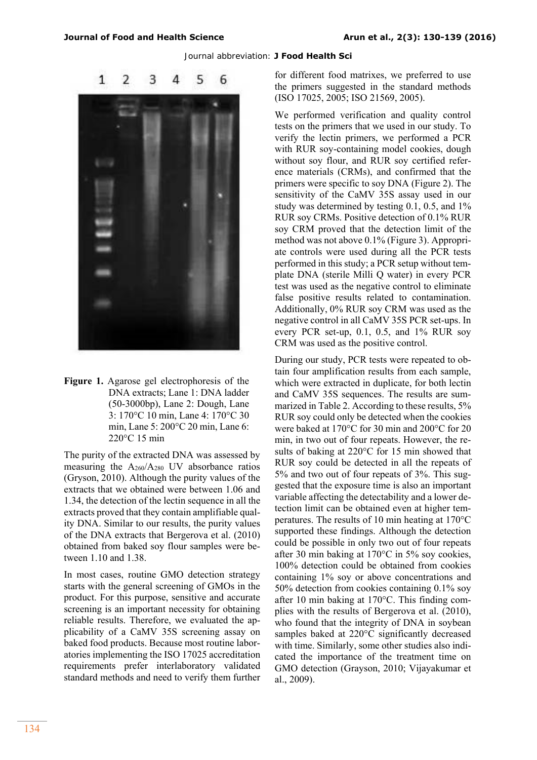**Figure 1.** Agarose gel electrophoresis of the DNA extracts; Lane 1: DNA ladder (50-3000bp), Lane 2: Dough, Lane 3: 170°C 10 min, Lane 4: 170°C 30 min, Lane 5: 200°C 20 min, Lane 6: 220°C 15 min

The purity of the extracted DNA was assessed by measuring the $A_{260}/A_{280}$ UV absorbance ratios (Gryson, 2010). Although the purity values of the extracts that we obtained were between 1.06 and 1.34, the detection of the lectin sequence in all the extracts proved that they contain amplifiable quality DNA. Similar to our results, the purity values of the DNA extracts that Bergerova et al. (2010) obtained from baked soy flour samples were between 1.10 and 1.38.

In most cases, routine GMO detection strategy starts with the general screening of GMOs in the product. For this purpose, sensitive and accurate screening is an important necessity for obtaining reliable results. Therefore, we evaluated the applicability of a CaMV 35S screening assay on baked food products. Because most routine laboratories implementing the ISO 17025 accreditation requirements prefer interlaboratory validated standard methods and need to verify them further for different food matrixes, we preferred to use the primers suggested in the standard methods (ISO 17025, 2005; ISO 21569, 2005).

We performed verification and quality control tests on the primers that we used in our study. To verify the lectin primers, we performed a PCR with RUR soy-containing model cookies, dough without soy flour, and RUR soy certified reference materials (CRMs), and confirmed that the primers were specific to soy DNA (Figure 2). The sensitivity of the CaMV 35S assay used in our study was determined by testing 0.1, 0.5, and 1% RUR soy CRMs. Positive detection of 0.1% RUR soy CRM proved that the detection limit of the method was not above 0.1% (Figure 3). Appropriate controls were used during all the PCR tests performed in this study; a PCR setup without template DNA (sterile Milli Q water) in every PCR test was used as the negative control to eliminate false positive results related to contamination. Additionally, 0% RUR soy CRM was used as the negative control in all CaMV 35S PCR set-ups. In every PCR set-up, 0.1, 0.5, and 1% RUR soy CRM was used as the positive control.

During our study, PCR tests were repeated to obtain four amplification results from each sample, which were extracted in duplicate, for both lectin and CaMV 35S sequences. The results are summarized in Table 2. According to these results, 5% RUR soy could only be detected when the cookies were baked at 170°C for 30 min and 200°C for 20 min, in two out of four repeats. However, the results of baking at 220°C for 15 min showed that RUR soy could be detected in all the repeats of 5% and two out of four repeats of 3%. This suggested that the exposure time is also an important variable affecting the detectability and a lower detection limit can be obtained even at higher temperatures. The results of 10 min heating at 170°C supported these findings. Although the detection could be possible in only two out of four repeats after 30 min baking at 170°C in 5% soy cookies, 100% detection could be obtained from cookies containing 1% soy or above concentrations and 50% detection from cookies containing 0.1% soy after 10 min baking at 170°C. This finding complies with the results of Bergerova et al. (2010), who found that the integrity of DNA in soybean samples baked at 220°C significantly decreased with time. Similarly, some other studies also indicated the importance of the treatment time on GMO detection (Grayson, 2010; Vijayakumar et al., 2009).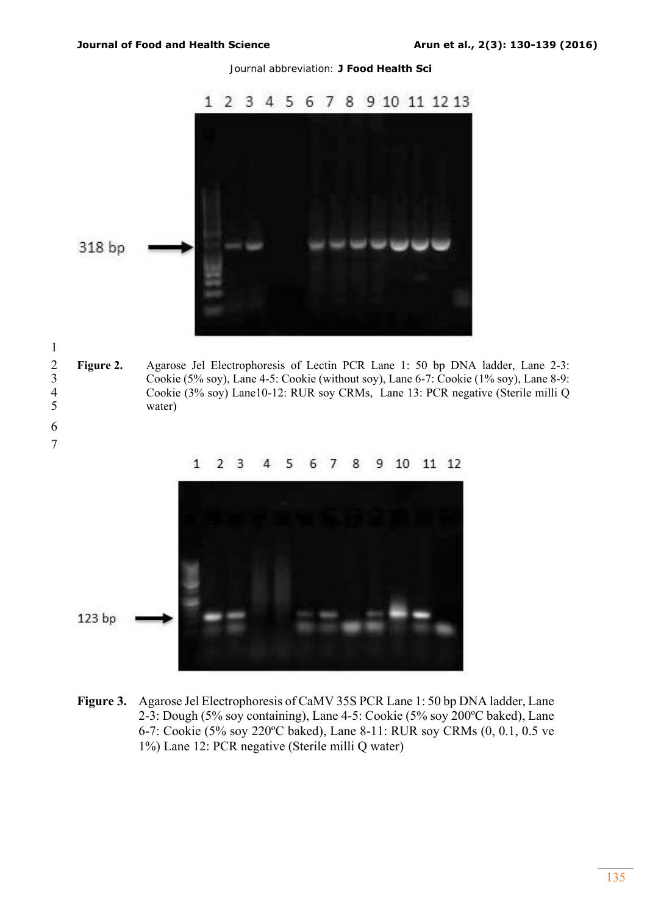**Figure 2.** Agarose Jel Electrophoresis of Lectin PCR Lane 1: 50 bp DNA ladder, Lane 2-3: Cookie (5% soy), Lane 4-5: Cookie (without soy), Lane 6-7: Cookie (1% soy), Lane 8-9: Cookie (3% soy) Lane10-12: RUR soy CRMs, Lane 13: PCR negative (Sterile milli Q water)

**Figure 3.** Agarose Jel Electrophoresis of CaMV 35S PCR Lane 1: 50 bp DNA ladder, Lane 2-3: Dough (5% soy containing), Lane 4-5: Cookie (5% soy 200ºC baked), Lane 6-7: Cookie (5% soy 220ºC baked), Lane 8-11: RUR soy CRMs (0, 0.1, 0.5 ve 1%) Lane 12: PCR negative (Sterile milli Q water)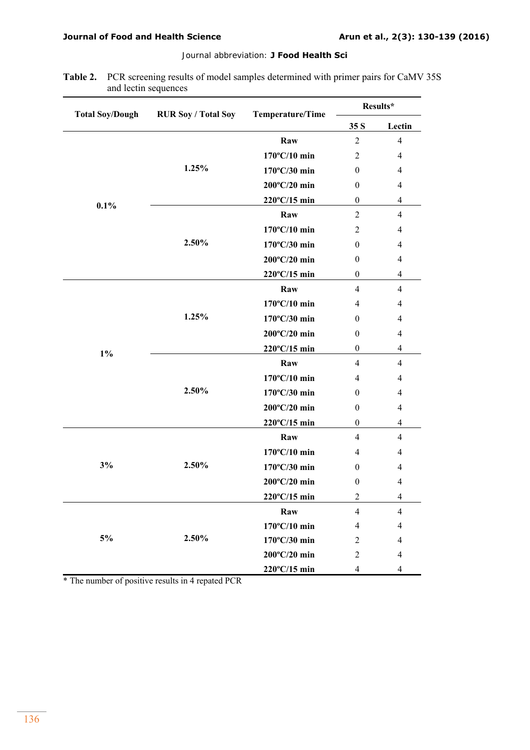**Table 2.** PCR screening results of model samples determined with primer pairs for CaMV 35S and lectin sequences

| Total Soy/Dough | RUR Soy / Total Soy | Temperature/Time | Results* | |
|---|---|---|---|---|
| | | | 35 S | Lectin |
| 0.1% | 1.25% | Raw | 2 | 4 |
| | | 170ºC/10 min | 2 | 4 |
| | | 170ºC/30 min | 0 | 4 |
| | | 200ºC/20 min | 0 | 4 |
| | | 220ºC/15 min | 0 | 4 |
| | 2.50% | Raw | 2 | 4 |
| | | 170ºC/10 min | 2 | 4 |
| | | 170ºC/30 min | 0 | 4 |
| | | 200ºC/20 min | 0 | 4 |
| | | 220ºC/15 min | 0 | 4 |
| 1% | 1.25% | Raw | 4 | 4 |
| | | 170ºC/10 min | 4 | 4 |
| | | 170ºC/30 min | 0 | 4 |
| | | 200ºC/20 min | 0 | 4 |
| | | 220ºC/15 min | 0 | 4 |
| | 2.50% | Raw | 4 | 4 |
| | | 170ºC/10 min | 4 | 4 |
| | | 170ºC/30 min | 0 | 4 |
| | | 200ºC/20 min | 0 | 4 |
| | | 220ºC/15 min | 0 | 4 |
| 3% | 2.50% | Raw | 4 | 4 |
| | | 170ºC/10 min | 4 | 4 |
| | | 170ºC/30 min | 0 | 4 |
| | | 200ºC/20 min | 0 | 4 |
| | | 220ºC/15 min | 2 | 4 |
| 5% | 2.50% | Raw | 4 | 4 |
| | | 170ºC/10 min | 4 | 4 |
| | | 170ºC/30 min | 2 | 4 |
| | | 200ºC/20 min | 2 | 4 |
| | | 220ºC/15 min | 4 | 4 |

* The number of positive results in 4 repated PCR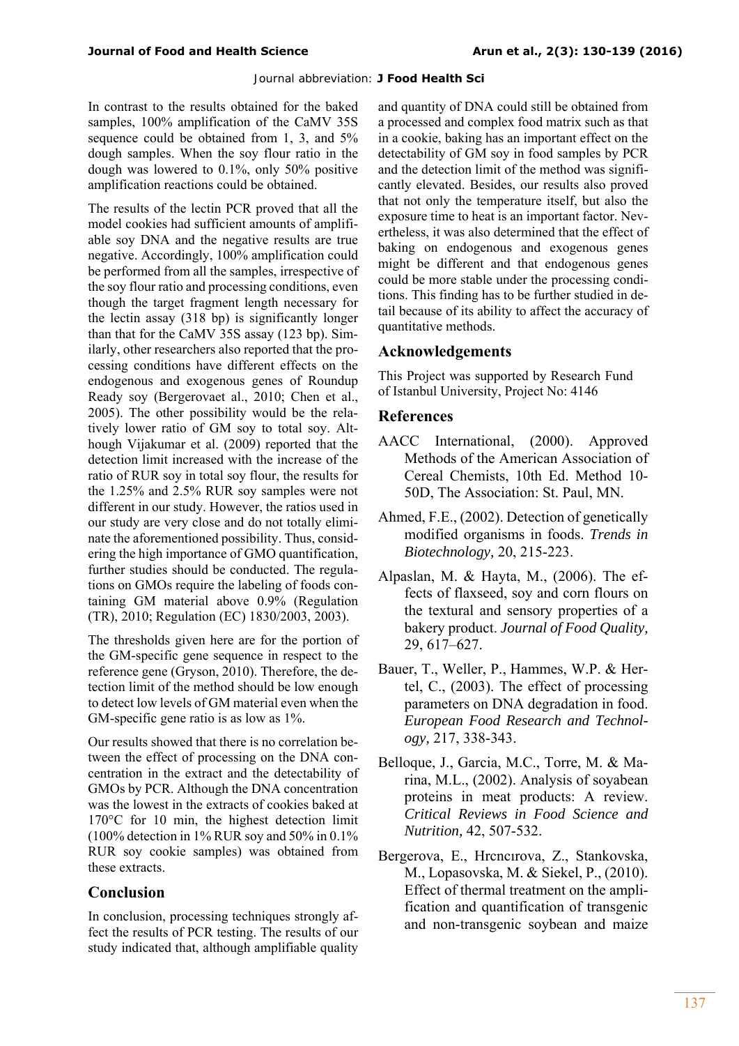In contrast to the results obtained for the baked samples, 100% amplification of the CaMV 35S sequence could be obtained from 1, 3, and 5% dough samples. When the soy flour ratio in the dough was lowered to 0.1%, only 50% positive amplification reactions could be obtained.

The results of the lectin PCR proved that all the model cookies had sufficient amounts of amplifiable soy DNA and the negative results are true negative. Accordingly, 100% amplification could be performed from all the samples, irrespective of the soy flour ratio and processing conditions, even though the target fragment length necessary for the lectin assay (318 bp) is significantly longer than that for the CaMV 35S assay (123 bp). Similarly, other researchers also reported that the processing conditions have different effects on the endogenous and exogenous genes of Roundup Ready soy (Bergerovaet al., 2010; Chen et al., 2005). The other possibility would be the relatively lower ratio of GM soy to total soy. Although Vijakumar et al. (2009) reported that the detection limit increased with the increase of the ratio of RUR soy in total soy flour, the results for the 1.25% and 2.5% RUR soy samples were not different in our study. However, the ratios used in our study are very close and do not totally eliminate the aforementioned possibility. Thus, considering the high importance of GMO quantification, further studies should be conducted. The regulations on GMOs require the labeling of foods containing GM material above 0.9% (Regulation (TR), 2010; Regulation (EC) 1830/2003, 2003).

The thresholds given here are for the portion of the GM-specific gene sequence in respect to the reference gene (Gryson, 2010). Therefore, the detection limit of the method should be low enough to detect low levels of GM material even when the GM-specific gene ratio is as low as 1%.

Our results showed that there is no correlation between the effect of processing on the DNA concentration in the extract and the detectability of GMOs by PCR. Although the DNA concentration was the lowest in the extracts of cookies baked at 170°C for 10 min, the highest detection limit (100% detection in 1% RUR soy and 50% in 0.1% RUR soy cookie samples) was obtained from these extracts.

## Conclusion

In conclusion, processing techniques strongly affect the results of PCR testing. The results of our study indicated that, although amplifiable quality and quantity of DNA could still be obtained from a processed and complex food matrix such as that in a cookie, baking has an important effect on the detectability of GM soy in food samples by PCR and the detection limit of the method was significantly elevated. Besides, our results also proved that not only the temperature itself, but also the exposure time to heat is an important factor. Nevertheless, it was also determined that the effect of baking on endogenous and exogenous genes might be different and that endogenous genes could be more stable under the processing conditions. This finding has to be further studied in detail because of its ability to affect the accuracy of quantitative methods.

## Acknowledgements

This Project was supported by Research Fund of Istanbul University, Project No: 4146

## References

AACC International, (2000). Approved Methods of the American Association of Cereal Chemists, 10th Ed. Method 10-50D, The Association: St. Paul, MN.

Ahmed, F.E., (2002). Detection of genetically modified organisms in foods. *Trends in Biotechnology,* 20, 215-223.

Alpaslan, M. & Hayta, M., (2006). The effects of flaxseed, soy and corn flours on the textural and sensory properties of a bakery product. *Journal of Food Quality,* 29, 617–627.

Bauer, T., Weller, P., Hammes, W.P. & Hertel, C., (2003). The effect of processing parameters on DNA degradation in food. *European Food Research and Technology,* 217, 338-343.

Belloque, J., Garcia, M.C., Torre, M. & Marina, M.L., (2002). Analysis of soyabean proteins in meat products: A review. *Critical Reviews in Food Science and Nutrition,* 42, 507-532.

Bergerova, E., Hrncırova, Z., Stankovska, M., Lopasovska, M. & Siekel, P., (2010). Effect of thermal treatment on the amplification and quantification of transgenic and non-transgenic soybean and maize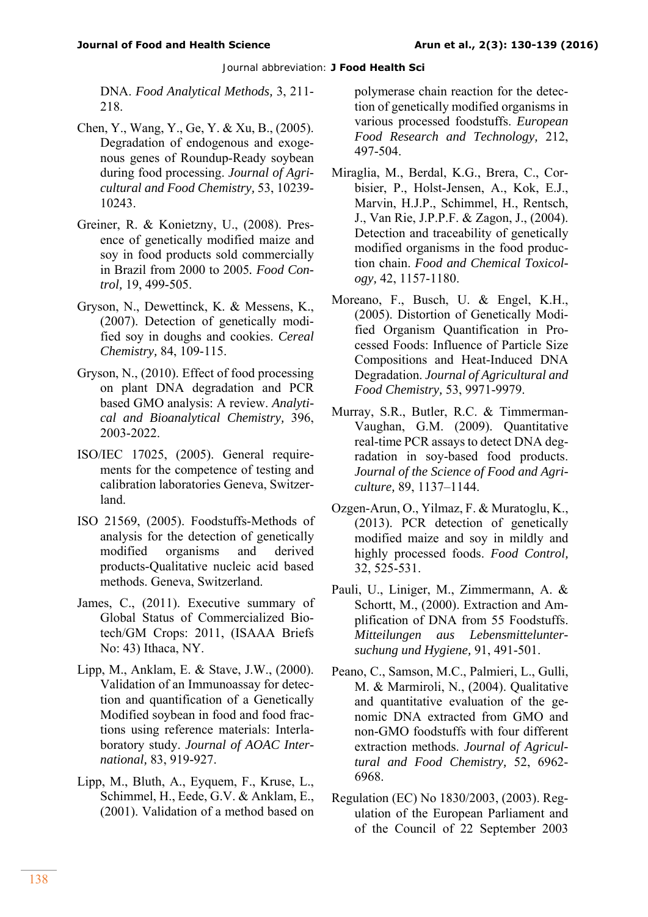DNA. *Food Analytical Methods,* 3, 211-218.

Chen, Y., Wang, Y., Ge, Y. & Xu, B., (2005). Degradation of endogenous and exogenous genes of Roundup-Ready soybean during food processing. *Journal of Agricultural and Food Chemistry,* 53, 10239-10243.

Greiner, R. & Konietzny, U., (2008). Presence of genetically modified maize and soy in food products sold commercially in Brazil from 2000 to 2005. *Food Control,* 19, 499-505.

Gryson, N., Dewettinck, K. & Messens, K., (2007). Detection of genetically modified soy in doughs and cookies. *Cereal Chemistry,* 84, 109-115.

Gryson, N., (2010). Effect of food processing on plant DNA degradation and PCR based GMO analysis: A review. *Analytical and Bioanalytical Chemistry,* 396, 2003-2022.

ISO/IEC 17025, (2005). General requirements for the competence of testing and calibration laboratories Geneva, Switzerland.

ISO 21569, (2005). Foodstuffs-Methods of analysis for the detection of genetically modified organisms and derived products-Qualitative nucleic acid based methods. Geneva, Switzerland.

James, C., (2011). Executive summary of Global Status of Commercialized Biotech/GM Crops: 2011, (ISAAA Briefs No: 43) Ithaca, NY.

Lipp, M., Anklam, E. & Stave, J.W., (2000). Validation of an Immunoassay for detection and quantification of a Genetically Modified soybean in food and food fractions using reference materials: Interlaboratory study. *Journal of AOAC International,* 83, 919-927.

Lipp, M., Bluth, A., Eyquem, F., Kruse, L., Schimmel, H., Eede, G.V. & Anklam, E., (2001). Validation of a method based on polymerase chain reaction for the detection of genetically modified organisms in various processed foodstuffs. *European Food Research and Technology,* 212, 497-504.

Miraglia, M., Berdal, K.G., Brera, C., Corbisier, P., Holst-Jensen, A., Kok, E.J., Marvin, H.J.P., Schimmel, H., Rentsch, J., Van Rie, J.P.P.F. & Zagon, J., (2004). Detection and traceability of genetically modified organisms in the food production chain. *Food and Chemical Toxicology,* 42, 1157-1180.

Moreano, F., Busch, U. & Engel, K.H., (2005). Distortion of Genetically Modified Organism Quantification in Processed Foods: Influence of Particle Size Compositions and Heat-Induced DNA Degradation. *Journal of Agricultural and Food Chemistry,* 53, 9971-9979.

Murray, S.R., Butler, R.C. & Timmerman-Vaughan, G.M. (2009). Quantitative real-time PCR assays to detect DNA degradation in soy-based food products. *Journal of the Science of Food and Agriculture,* 89, 1137–1144.

Ozgen-Arun, O., Yilmaz, F. & Muratoglu, K., (2013). PCR detection of genetically modified maize and soy in mildly and highly processed foods. *Food Control,* 32, 525-531.

Pauli, U., Liniger, M., Zimmermann, A. & Schortt, M., (2000). Extraction and Amplification of DNA from 55 Foodstuffs. *Mitteilungen aus Lebensmitteluntersuchung und Hygiene,* 91, 491-501.

Peano, C., Samson, M.C., Palmieri, L., Gulli, M. & Marmiroli, N., (2004). Qualitative and quantitative evaluation of the genomic DNA extracted from GMO and non-GMO foodstuffs with four different extraction methods. *Journal of Agricultural and Food Chemistry,* 52, 6962-6968.

Regulation (EC) No 1830/2003, (2003). Regulation of the European Parliament and of the Council of 22 September 2003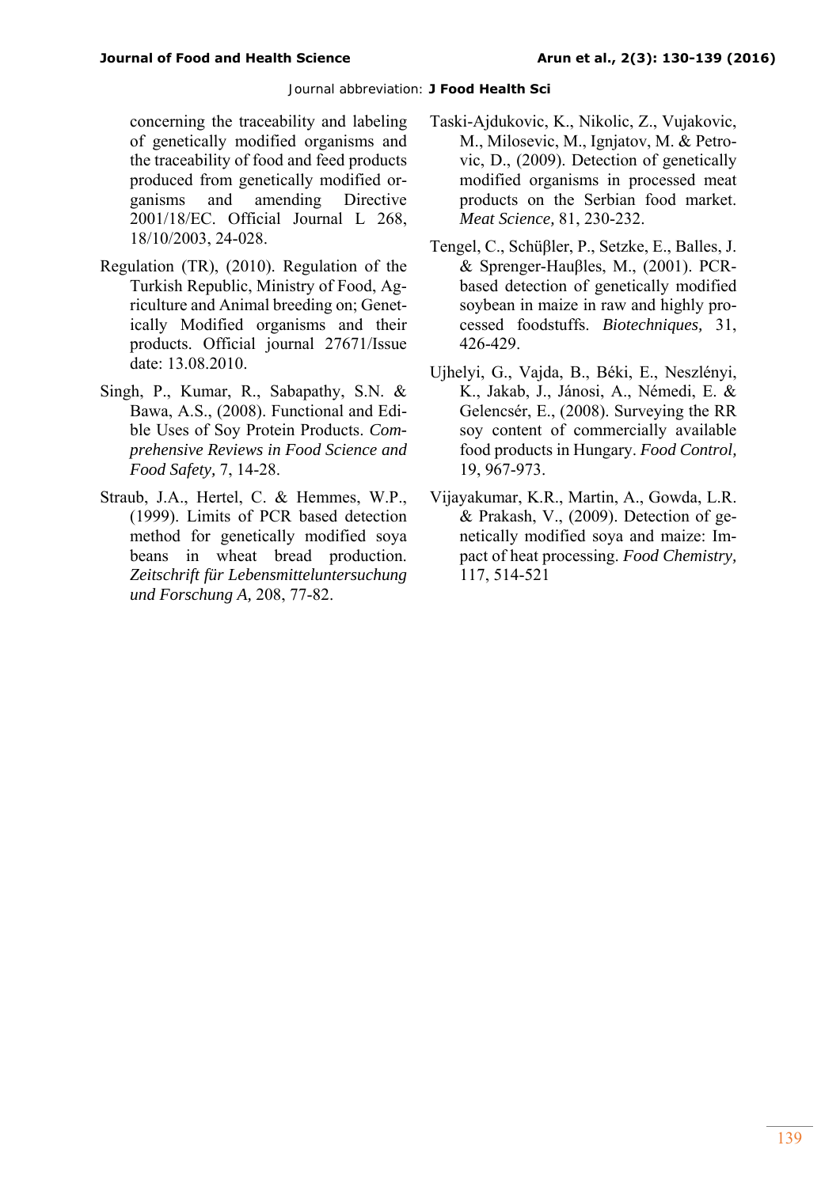concerning the traceability and labeling of genetically modified organisms and the traceability of food and feed products produced from genetically modified organisms and amending Directive 2001/18/EC. Official Journal L 268, 18/10/2003, 24-028.

Regulation (TR), (2010). Regulation of the Turkish Republic, Ministry of Food, Agriculture and Animal breeding on; Genetically Modified organisms and their products. Official journal 27671/Issue date: 13.08.2010.

Singh, P., Kumar, R., Sabapathy, S.N. & Bawa, A.S., (2008). Functional and Edible Uses of Soy Protein Products. *Comprehensive Reviews in Food Science and Food Safety,* 7, 14-28.

Straub, J.A., Hertel, C. & Hemmes, W.P., (1999). Limits of PCR based detection method for genetically modified soya beans in wheat bread production. *Zeitschrift für Lebensmitteluntersuchung und Forschung A,* 208, 77-82.

Taski-Ajdukovic, K., Nikolic, Z., Vujakovic, M., Milosevic, M., Ignjatov, M. & Petrovic, D., (2009). Detection of genetically modified organisms in processed meat products on the Serbian food market. *Meat Science,* 81, 230-232.

Tengel, C., Schüβler, P., Setzke, E., Balles, J. & Sprenger-Hauβles, M., (2001). PCR-based detection of genetically modified soybean in maize in raw and highly processed foodstuffs. *Biotechniques,* 31, 426-429.

Ujhelyi, G., Vajda, B., Béki, E., Neszlényi, K., Jakab, J., Jánosi, A., Némedi, E. & Gelencsér, E., (2008). Surveying the RR soy content of commercially available food products in Hungary. *Food Control,* 19, 967-973.

Vijayakumar, K.R., Martin, A., Gowda, L.R. & Prakash, V., (2009). Detection of genetically modified soya and maize: Impact of heat processing. *Food Chemistry,* 117, 514-521